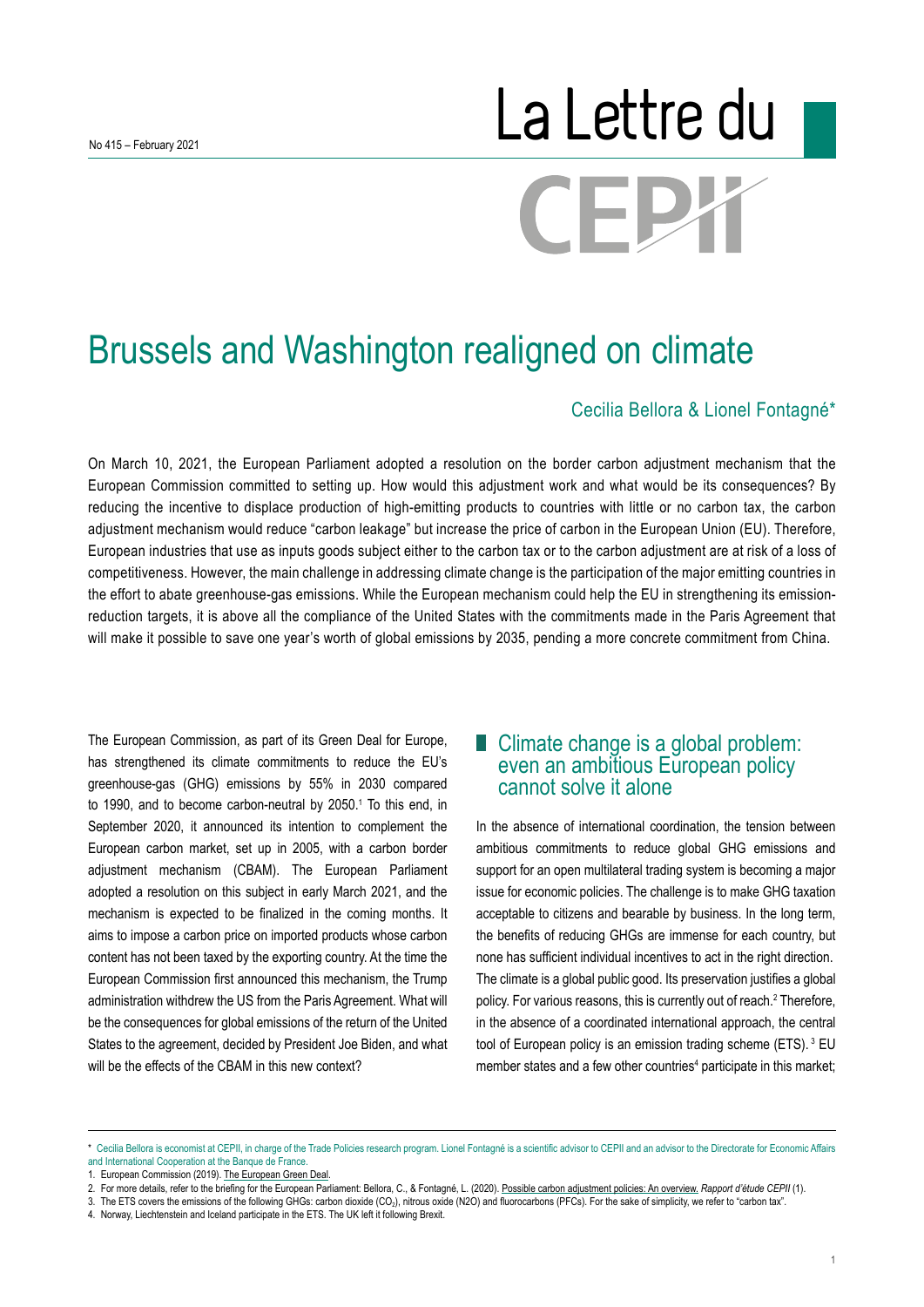No 415 – February 2021

# La Lettre du CEPII

# Brussels and Washington realigned on climate

Cecilia Bellora & Lionel Fontagné*

On March 10, 2021, the European Parliament adopted a resolution on the border carbon adjustment mechanism that the European Commission committed to setting up. How would this adjustment work and what would be its consequences? By reducing the incentive to displace production of high-emitting products to countries with little or no carbon tax, the carbon adjustment mechanism would reduce "carbon leakage" but increase the price of carbon in the European Union (EU). Therefore, European industries that use as inputs goods subject either to the carbon tax or to the carbon adjustment are at risk of a loss of competitiveness. However, the main challenge in addressing climate change is the participation of the major emitting countries in the effort to abate greenhouse-gas emissions. While the European mechanism could help the EU in strengthening its emission-reduction targets, it is above all the compliance of the United States with the commitments made in the Paris Agreement that will make it possible to save one year's worth of global emissions by 2035, pending a more concrete commitment from China.

The European Commission, as part of its Green Deal for Europe, has strengthened its climate commitments to reduce the EU's greenhouse-gas (GHG) emissions by 55% in 2030 compared to 1990, and to become carbon-neutral by 2050.[1] To this end, in September 2020, it announced its intention to complement the European carbon market, set up in 2005, with a carbon border adjustment mechanism (CBAM). The European Parliament adopted a resolution on this subject in early March 2021, and the mechanism is expected to be finalized in the coming months. It aims to impose a carbon price on imported products whose carbon content has not been taxed by the exporting country. At the time the European Commission first announced this mechanism, the Trump administration withdrew the US from the Paris Agreement. What will be the consequences for global emissions of the return of the United States to the agreement, decided by President Joe Biden, and what will be the effects of the CBAM in this new context?

## Climate change is a global problem: even an ambitious European policy cannot solve it alone

In the absence of international coordination, the tension between ambitious commitments to reduce global GHG emissions and support for an open multilateral trading system is becoming a major issue for economic policies. The challenge is to make GHG taxation acceptable to citizens and bearable by business. In the long term, the benefits of reducing GHGs are immense for each country, but none has sufficient individual incentives to act in the right direction. The climate is a global public good. Its preservation justifies a global policy. For various reasons, this is currently out of reach.[2] Therefore, in the absence of a coordinated international approach, the central tool of European policy is an emission trading scheme (ETS).[3] EU member states and a few other countries[4] participate in this market;

---

\* Cecilia Bellora is economist at CEPII, in charge of the Trade Policies research program. Lionel Fontagné is a scientific advisor to CEPII and an advisor to the Directorate for Economic Affairs and International Cooperation at the Banque de France.

1. European Commission (2019). The European Green Deal.
2. For more details, refer to the briefing for the European Parliament: Bellora, C., & Fontagné, L. (2020). Possible carbon adjustment policies: An overview. *Rapport d'étude CEPII* (1).
3. The ETS covers the emissions of the following GHGs: carbon dioxide ($CO_2$), nitrous oxide (N2O) and fluorocarbons (PFCs). For the sake of simplicity, we refer to "carbon tax".
4. Norway, Liechtenstein and Iceland participate in the ETS. The UK left it following Brexit.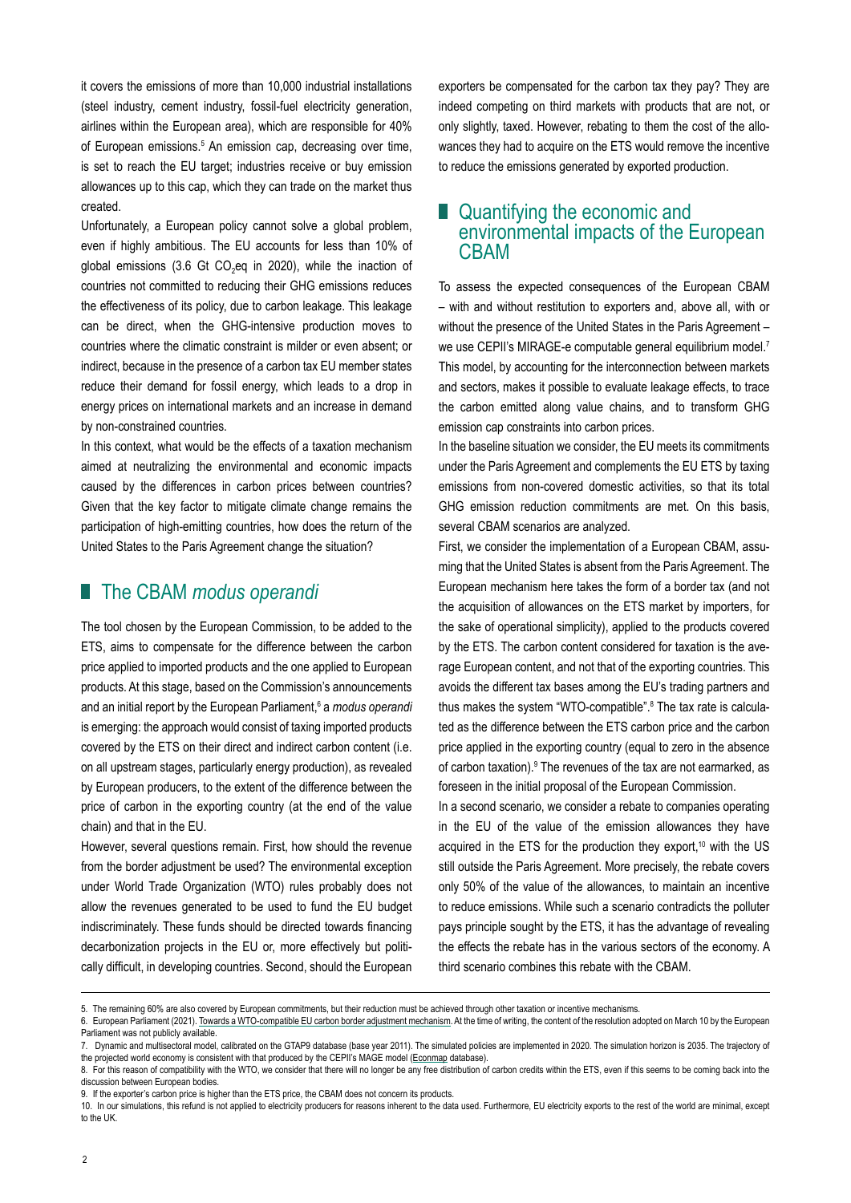it covers the emissions of more than 10,000 industrial installations (steel industry, cement industry, fossil-fuel electricity generation, airlines within the European area), which are responsible for 40% of European emissions.[5] An emission cap, decreasing over time, is set to reach the EU target; industries receive or buy emission allowances up to this cap, which they can trade on the market thus created.

Unfortunately, a European policy cannot solve a global problem, even if highly ambitious. The EU accounts for less than 10% of global emissions (3.6 Gt $CO_2$eq in 2020), while the inaction of countries not committed to reducing their GHG emissions reduces the effectiveness of its policy, due to carbon leakage. This leakage can be direct, when the GHG-intensive production moves to countries where the climatic constraint is milder or even absent; or indirect, because in the presence of a carbon tax EU member states reduce their demand for fossil energy, which leads to a drop in energy prices on international markets and an increase in demand by non-constrained countries.

In this context, what would be the effects of a taxation mechanism aimed at neutralizing the environmental and economic impacts caused by the differences in carbon prices between countries? Given that the key factor to mitigate climate change remains the participation of high-emitting countries, how does the return of the United States to the Paris Agreement change the situation?

## The CBAM *modus operandi*

The tool chosen by the European Commission, to be added to the ETS, aims to compensate for the difference between the carbon price applied to imported products and the one applied to European products. At this stage, based on the Commission's announcements and an initial report by the European Parliament,[6] a *modus operandi* is emerging: the approach would consist of taxing imported products covered by the ETS on their direct and indirect carbon content (i.e. on all upstream stages, particularly energy production), as revealed by European producers, to the extent of the difference between the price of carbon in the exporting country (at the end of the value chain) and that in the EU.

However, several questions remain. First, how should the revenue from the border adjustment be used? The environmental exception under World Trade Organization (WTO) rules probably does not allow the revenues generated to be used to fund the EU budget indiscriminately. These funds should be directed towards financing decarbonization projects in the EU or, more effectively but politically difficult, in developing countries. Second, should the European exporters be compensated for the carbon tax they pay? They are indeed competing on third markets with products that are not, or only slightly, taxed. However, rebating to them the cost of the allowances they had to acquire on the ETS would remove the incentive to reduce the emissions generated by exported production.

## Quantifying the economic and environmental impacts of the European CBAM

To assess the expected consequences of the European CBAM – with and without restitution to exporters and, above all, with or without the presence of the United States in the Paris Agreement – we use CEPII's MIRAGE-e computable general equilibrium model.[7] This model, by accounting for the interconnection between markets and sectors, makes it possible to evaluate leakage effects, to trace the carbon emitted along value chains, and to transform GHG emission cap constraints into carbon prices.

In the baseline situation we consider, the EU meets its commitments under the Paris Agreement and complements the EU ETS by taxing emissions from non-covered domestic activities, so that its total GHG emission reduction commitments are met. On this basis, several CBAM scenarios are analyzed.

First, we consider the implementation of a European CBAM, assuming that the United States is absent from the Paris Agreement. The European mechanism here takes the form of a border tax (and not the acquisition of allowances on the ETS market by importers, for the sake of operational simplicity), applied to the products covered by the ETS. The carbon content considered for taxation is the average European content, and not that of the exporting countries. This avoids the different tax bases among the EU's trading partners and thus makes the system "WTO-compatible".[8] The tax rate is calculated as the difference between the ETS carbon price and the carbon price applied in the exporting country (equal to zero in the absence of carbon taxation).[9] The revenues of the tax are not earmarked, as foreseen in the initial proposal of the European Commission.

In a second scenario, we consider a rebate to companies operating in the EU of the value of the emission allowances they have acquired in the ETS for the production they export,[10] with the US still outside the Paris Agreement. More precisely, the rebate covers only 50% of the value of the allowances, to maintain an incentive to reduce emissions. While such a scenario contradicts the polluter pays principle sought by the ETS, it has the advantage of revealing the effects the rebate has in the various sectors of the economy. A third scenario combines this rebate with the CBAM.

---

5. The remaining 60% are also covered by European commitments, but their reduction must be achieved through other taxation or incentive mechanisms.
6. European Parliament (2021). Towards a WTO-compatible EU carbon border adjustment mechanism. At the time of writing, the content of the resolution adopted on March 10 by the European Parliament was not publicly available.
7. Dynamic and multisectoral model, calibrated on the GTAP9 database (base year 2011). The simulated policies are implemented in 2020. The simulation horizon is 2035. The trajectory of the projected world economy is consistent with that produced by the CEPII's MAGE model (Econmap database).
8. For this reason of compatibility with the WTO, we consider that there will no longer be any free distribution of carbon credits within the ETS, even if this seems to be coming back into the discussion between European bodies.
9. If the exporter's carbon price is higher than the ETS price, the CBAM does not concern its products.
10. In our simulations, this refund is not applied to electricity producers for reasons inherent to the data used. Furthermore, EU electricity exports to the rest of the world are minimal, except to the UK.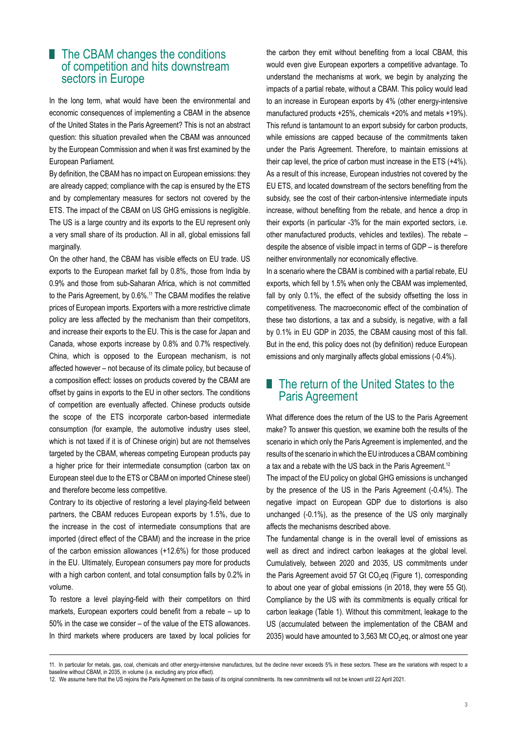## The CBAM changes the conditions of competition and hits downstream sectors in Europe

In the long term, what would have been the environmental and economic consequences of implementing a CBAM in the absence of the United States in the Paris Agreement? This is not an abstract question: this situation prevailed when the CBAM was announced by the European Commission and when it was first examined by the European Parliament.

By definition, the CBAM has no impact on European emissions: they are already capped; compliance with the cap is ensured by the ETS and by complementary measures for sectors not covered by the ETS. The impact of the CBAM on US GHG emissions is negligible. The US is a large country and its exports to the EU represent only a very small share of its production. All in all, global emissions fall marginally.

On the other hand, the CBAM has visible effects on EU trade. US exports to the European market fall by 0.8%, those from India by 0.9% and those from sub-Saharan Africa, which is not committed to the Paris Agreement, by 0.6%.[11] The CBAM modifies the relative prices of European imports. Exporters with a more restrictive climate policy are less affected by the mechanism than their competitors, and increase their exports to the EU. This is the case for Japan and Canada, whose exports increase by 0.8% and 0.7% respectively. China, which is opposed to the European mechanism, is not affected however – not because of its climate policy, but because of a composition effect: losses on products covered by the CBAM are offset by gains in exports to the EU in other sectors. The conditions of competition are eventually affected. Chinese products outside the scope of the ETS incorporate carbon-based intermediate consumption (for example, the automotive industry uses steel, which is not taxed if it is of Chinese origin) but are not themselves targeted by the CBAM, whereas competing European products pay a higher price for their intermediate consumption (carbon tax on European steel due to the ETS or CBAM on imported Chinese steel) and therefore become less competitive.

Contrary to its objective of restoring a level playing-field between partners, the CBAM reduces European exports by 1.5%, due to the increase in the cost of intermediate consumptions that are imported (direct effect of the CBAM) and the increase in the price of the carbon emission allowances (+12.6%) for those produced in the EU. Ultimately, European consumers pay more for products with a high carbon content, and total consumption falls by 0.2% in volume.

To restore a level playing-field with their competitors on third markets, European exporters could benefit from a rebate – up to 50% in the case we consider – of the value of the ETS allowances. In third markets where producers are taxed by local policies for the carbon they emit without benefiting from a local CBAM, this would even give European exporters a competitive advantage. To understand the mechanisms at work, we begin by analyzing the impacts of a partial rebate, without a CBAM. This policy would lead to an increase in European exports by 4% (other energy-intensive manufactured products +25%, chemicals +20% and metals +19%). This refund is tantamount to an export subsidy for carbon products, while emissions are capped because of the commitments taken under the Paris Agreement. Therefore, to maintain emissions at their cap level, the price of carbon must increase in the ETS (+4%). As a result of this increase, European industries not covered by the EU ETS, and located downstream of the sectors benefiting from the subsidy, see the cost of their carbon-intensive intermediate inputs increase, without benefiting from the rebate, and hence a drop in their exports (in particular -3% for the main exported sectors, i.e. other manufactured products, vehicles and textiles). The rebate – despite the absence of visible impact in terms of GDP – is therefore neither environmentally nor economically effective.

In a scenario where the CBAM is combined with a partial rebate, EU exports, which fell by 1.5% when only the CBAM was implemented, fall by only 0.1%, the effect of the subsidy offsetting the loss in competitiveness. The macroeconomic effect of the combination of these two distortions, a tax and a subsidy, is negative, with a fall by 0.1% in EU GDP in 2035, the CBAM causing most of this fall. But in the end, this policy does not (by definition) reduce European emissions and only marginally affects global emissions (-0.4%).

## The return of the United States to the Paris Agreement

What difference does the return of the US to the Paris Agreement make? To answer this question, we examine both the results of the scenario in which only the Paris Agreement is implemented, and the results of the scenario in which the EU introduces a CBAM combining a tax and a rebate with the US back in the Paris Agreement.[12]

The impact of the EU policy on global GHG emissions is unchanged by the presence of the US in the Paris Agreement (-0.4%). The negative impact on European GDP due to distortions is also unchanged (-0.1%), as the presence of the US only marginally affects the mechanisms described above.

The fundamental change is in the overall level of emissions as well as direct and indirect carbon leakages at the global level. Cumulatively, between 2020 and 2035, US commitments under the Paris Agreement avoid 57 Gt $CO_2$eq (Figure 1), corresponding to about one year of global emissions (in 2018, they were 55 Gt). Compliance by the US with its commitments is equally critical for carbon leakage (Table 1). Without this commitment, leakage to the US (accumulated between the implementation of the CBAM and 2035) would have amounted to 3,563 Mt $CO_2$eq, or almost one year

---

11. In particular for metals, gas, coal, chemicals and other energy-intensive manufactures, but the decline never exceeds 5% in these sectors. These are the variations with respect to a baseline without CBAM, in 2035, in volume (i.e. excluding any price effect).
12. We assume here that the US rejoins the Paris Agreement on the basis of its original commitments. Its new commitments will not be known until 22 April 2021.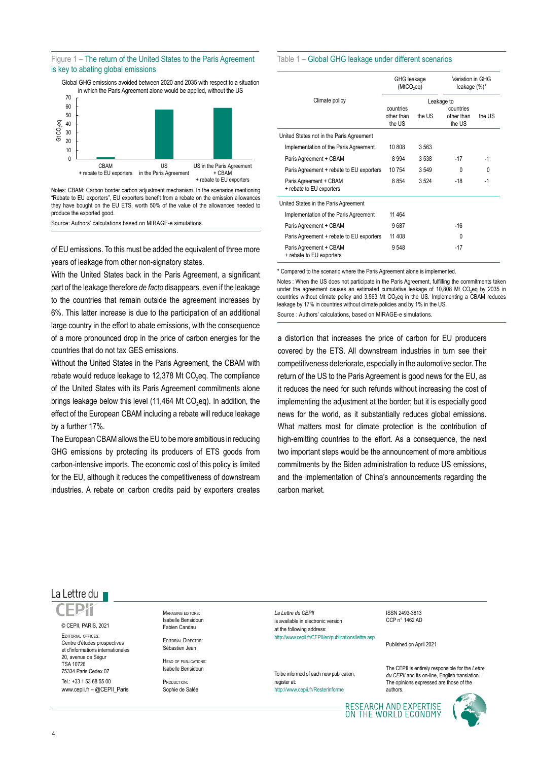Figure 1 – The return of the United States to the Paris Agreement is key to abating global emissions

Global GHG emissions avoided between 2020 and 2035 with respect to a situation in which the Paris Agreement alone would be applied, without the US

Gt $CO_2$eq

70
60
50
40
30
20
10
0

CBAM + rebate to EU exporters
US in the Paris Agreement
US in the Paris Agreement + CBAM + rebate to EU exporters

Notes: CBAM: Carbon border carbon adjustment mechanism. In the scenarios mentioning "Rebate to EU exporters", EU exporters benefit from a rebate on the emission allowances they have bought on the EU ETS, worth 50% of the value of the allowances needed to produce the exported good.

Source: Authors' calculations based on MIRAGE-e simulations.

of EU emissions. To this must be added the equivalent of three more years of leakage from other non-signatory states.

With the United States back in the Paris Agreement, a significant part of the leakage therefore *de facto* disappears, even if the leakage to the countries that remain outside the agreement increases by 6%. This latter increase is due to the participation of an additional large country in the effort to abate emissions, with the consequence of a more pronounced drop in the price of carbon energies for the countries that do not tax GES emissions.

Without the United States in the Paris Agreement, the CBAM with rebate would reduce leakage to 12,378 Mt $CO_2$eq. The compliance of the United States with its Paris Agreement commitments alone brings leakage below this level (11,464 Mt $CO_2$eq). In addition, the effect of the European CBAM including a rebate will reduce leakage by a further 17%.

The European CBAM allows the EU to be more ambitious in reducing GHG emissions by protecting its producers of ETS goods from carbon-intensive imports. The economic cost of this policy is limited for the EU, although it reduces the competitiveness of downstream industries. A rebate on carbon credits paid by exporters creates a distortion that increases the price of carbon for EU producers covered by the ETS. All downstream industries in turn see their competitiveness deteriorate, especially in the automotive sector. The return of the US to the Paris Agreement is good news for the EU, as it reduces the need for such refunds without increasing the cost of implementing the adjustment at the border; but it is especially good news for the world, as it substantially reduces global emissions. What matters most for climate protection is the contribution of high-emitting countries to the effort. As a consequence, the next two important steps would be the announcement of more ambitious commitments by the Biden administration to reduce US emissions, and the implementation of China's announcements regarding the carbon market.

Table 1 – Global GHG leakage under different scenarios

| Climate policy | GHG leakage ($MtCO_2$eq) | | Variation in GHG leakage (%)* | |
|---|---|---|---|---|
| | Leakage to | | | |
| | countries other than the US | the US | countries other than the US | the US |
| **United States not in the Paris Agreement** | | | | |
| Implementation of the Paris Agreement | 10 808 | 3 563 | | |
| Paris Agreement + CBAM | 8 994 | 3 538 | -17 | -1 |
| Paris Agreement + rebate to EU exporters | 10 754 | 3 549 | 0 | 0 |
| Paris Agreement + CBAM + rebate to EU exporters | 8 854 | 3 524 | -18 | -1 |
| **United States in the Paris Agreement** | | | | |
| Implementation of the Paris Agreement | 11 464 | | | |
| Paris Agreement + CBAM | 9 687 | | -16 | |
| Paris Agreement + rebate to EU exporters | 11 408 | | 0 | |
| Paris Agreement + CBAM + rebate to EU exporters | 9 548 | | -17 | |

\* Compared to the scenario where the Paris Agreement alone is implemented.

Notes : When the US does not participate in the Paris Agreement, fulfilling the commitments taken under the agreement causes an estimated cumulative leakage of 10,808 Mt $CO_2$eq by 2035 in countries without climate policy and 3,563 Mt $CO_2$eq in the US. Implementing a CBAM reduces leakage by 17% in countries without climate policies and by 1% in the US.

Source : Authors' calculations, based on MIRAGE-e simulations.

La Lettre du CEPII

© CEPII, PARIS, 2021

EDITORIAL OFFICES:
Centre d'études prospectives et d'informations internationales
20, avenue de Ségur
TSA 10726
75334 Paris Cedex 07

Tel.: +33 1 53 68 55 00
www.cepii.fr – @CEPII_Paris

MANAGING EDITORS:
Isabelle Bensidoun
Fabien Candau

EDITORIAL DIRECTOR:
Sébastien Jean

HEAD OF PUBLICATIONS:
Isabelle Bensidoun

PRODUCTION:
Sophie de Salée

*La Lettre du CEPII* is available in electronic version at the following address:
http://www.cepii.fr/CEPII/en/publications/lettre.asp

To be informed of each new publication, register at:
http://www.cepii.fr/Resterinforme

ISSN 2493-3813
CCP n° 1462 AD

Published on April 2021

The CEPII is entirely responsible for the *Lettre du CEPII* and its on-line, English translation. The opinions expressed are those of the authors.

RESEARCH AND EXPERTISE ON THE WORLD ECONOMY